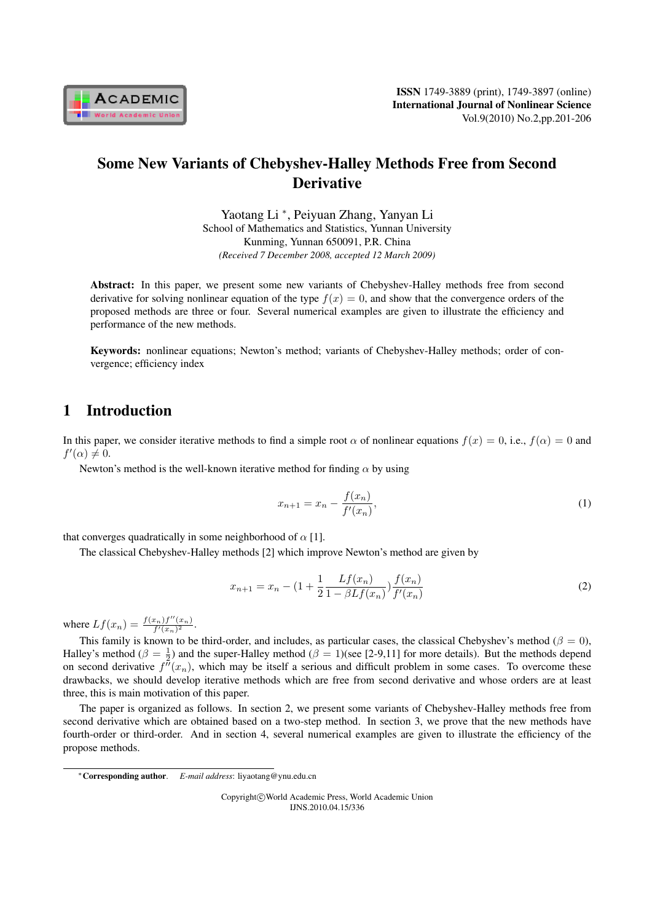# Some New Variants of Chebyshev-Halley Methods Free from Second Derivative

Yaotang Li *, Peiyuan Zhang, Yanyan Li
School of Mathematics and Statistics, Yunnan University
Kunming, Yunnan 650091, P.R. China
*(Received 7 December 2008, accepted 12 March 2009)*

**Abstract:** In this paper, we present some new variants of Chebyshev-Halley methods free from second derivative for solving nonlinear equation of the type $f(x) = 0$, and show that the convergence orders of the proposed methods are three or four. Several numerical examples are given to illustrate the efficiency and performance of the new methods.

**Keywords:** nonlinear equations; Newton's method; variants of Chebyshev-Halley methods; order of convergence; efficiency index

## 1 Introduction

In this paper, we consider iterative methods to find a simple root $\alpha$ of nonlinear equations $f(x) = 0$, i.e., $f(\alpha) = 0$ and $f'(\alpha) \neq 0$.

Newton's method is the well-known iterative method for finding $\alpha$ by using

$$x_{n+1} = x_n - \frac{f(x_n)}{f'(x_n)}, \tag{1}$$

that converges quadratically in some neighborhood of $\alpha$ [1].

The classical Chebyshev-Halley methods [2] which improve Newton's method are given by

$$x_{n+1} = x_n - \left(1 + \frac{1}{2}\frac{Lf(x_n)}{1 - \beta Lf(x_n)}\right)\frac{f(x_n)}{f'(x_n)} \tag{2}$$

where $Lf(x_n) = \frac{f(x_n)f''(x_n)}{f'(x_n)^2}$.

This family is known to be third-order, and includes, as particular cases, the classical Chebyshev's method ($\beta = 0$), Halley's method ($\beta = \frac{1}{2}$) and the super-Halley method ($\beta = 1$)(see [2-9,11] for more details). But the methods depend on second derivative $f''(x_n)$, which may be itself a serious and difficult problem in some cases. To overcome these drawbacks, we should develop iterative methods which are free from second derivative and whose orders are at least three, this is main motivation of this paper.

The paper is organized as follows. In section 2, we present some variants of Chebyshev-Halley methods free from second derivative which are obtained based on a two-step method. In section 3, we prove that the new methods have fourth-order or third-order. And in section 4, several numerical examples are given to illustrate the efficiency of the propose methods.

*Corresponding author. *E-mail address*: liyaotang@ynu.edu.cn

Copyright©World Academic Press, World Academic Union
IJNS.2010.04.15/336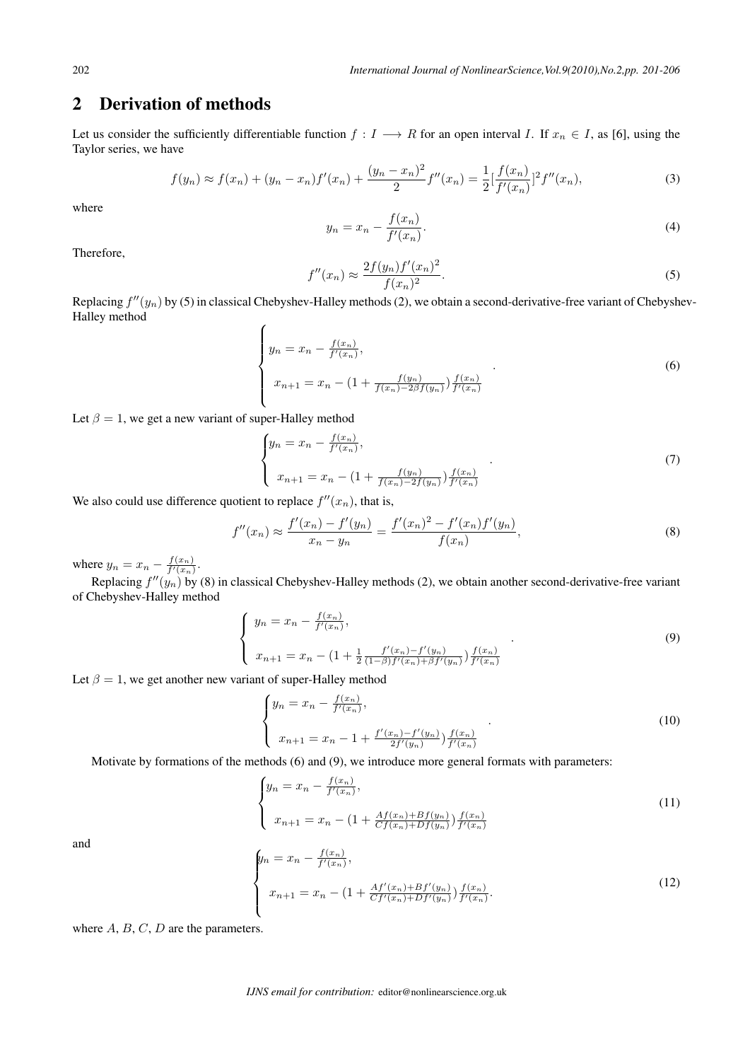## 2 Derivation of methods

Let us consider the sufficiently differentiable function $f : I \longrightarrow R$ for an open interval $I$. If $x_n \in I$, as [6], using the Taylor series, we have

$$f(y_n) \approx f(x_n) + (y_n - x_n)f'(x_n) + \frac{(y_n - x_n)^2}{2} f''(x_n) = \frac{1}{2}[\frac{f(x_n)}{f'(x_n)}]^2 f''(x_n), \tag{3}$$

where

$$y_n = x_n - \frac{f(x_n)}{f'(x_n)}. \tag{4}$$

Therefore,

$$f''(x_n) \approx \frac{2f(y_n)f'(x_n)^2}{f(x_n)^2}. \tag{5}$$

Replacing $f''(y_n)$ by (5) in classical Chebyshev-Halley methods (2), we obtain a second-derivative-free variant of Chebyshev-Halley method

$$\begin{cases} y_n = x_n - \frac{f(x_n)}{f'(x_n)}, \\ x_{n+1} = x_n - (1 + \frac{f(y_n)}{f(x_n) - 2\beta f(y_n)})\frac{f(x_n)}{f'(x_n)} \end{cases}. \tag{6}$$

Let $\beta = 1$, we get a new variant of super-Halley method

$$\begin{cases} y_n = x_n - \frac{f(x_n)}{f'(x_n)}, \\ x_{n+1} = x_n - (1 + \frac{f(y_n)}{f(x_n) - 2f(y_n)})\frac{f(x_n)}{f'(x_n)} \end{cases}. \tag{7}$$

We also could use difference quotient to replace $f''(x_n)$, that is,

$$f''(x_n) \approx \frac{f'(x_n) - f'(y_n)}{x_n - y_n} = \frac{f'(x_n)^2 - f'(x_n)f'(y_n)}{f(x_n)}, \tag{8}$$

where $y_n = x_n - \frac{f(x_n)}{f'(x_n)}$.

Replacing $f''(y_n)$ by (8) in classical Chebyshev-Halley methods (2), we obtain another second-derivative-free variant of Chebyshev-Halley method

$$\begin{cases} y_n = x_n - \frac{f(x_n)}{f'(x_n)}, \\ x_{n+1} = x_n - (1 + \frac{1}{2}\frac{f'(x_n) - f'(y_n)}{(1-\beta)f'(x_n) + \beta f'(y_n)})\frac{f(x_n)}{f'(x_n)} \end{cases}. \tag{9}$$

Let $\beta = 1$, we get another new variant of super-Halley method

$$\begin{cases} y_n = x_n - \frac{f(x_n)}{f'(x_n)}, \\ x_{n+1} = x_n - 1 + \frac{f'(x_n) - f'(y_n)}{2f'(y_n)})\frac{f(x_n)}{f'(x_n)} \end{cases}. \tag{10}$$

Motivate by formations of the methods (6) and (9), we introduce more general formats with parameters:

$$\begin{cases} y_n = x_n - \frac{f(x_n)}{f'(x_n)}, \\ x_{n+1} = x_n - (1 + \frac{Af(x_n) + Bf(y_n)}{Cf(x_n) + Df(y_n)})\frac{f(x_n)}{f'(x_n)} \end{cases} \tag{11}$$

and

$$\begin{cases} y_n = x_n - \frac{f(x_n)}{f'(x_n)}, \\ x_{n+1} = x_n - (1 + \frac{Af'(x_n) + Bf'(y_n)}{Cf'(x_n) + Df'(y_n)})\frac{f(x_n)}{f'(x_n)}. \end{cases} \tag{12}$$

where $A$, $B$, $C$, $D$ are the parameters.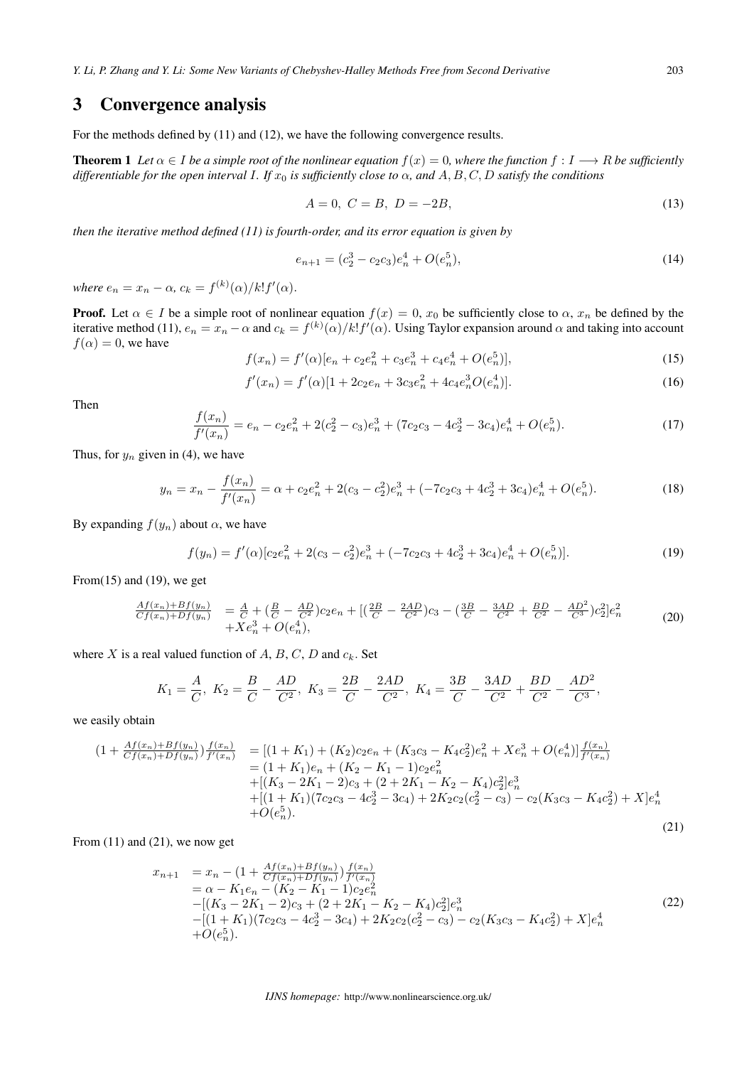## 3 Convergence analysis

For the methods defined by (11) and (12), we have the following convergence results.

**Theorem 1** *Let $\alpha \in I$ be a simple root of the nonlinear equation $f(x) = 0$, where the function $f : I \longrightarrow R$ be sufficiently differentiable for the open interval $I$. If $x_0$ is sufficiently close to $\alpha$, and $A, B, C, D$ satisfy the conditions*

$$A = 0,\ C = B,\ D = -2B, \tag{13}$$

*then the iterative method defined (11) is fourth-order, and its error equation is given by*

$$e_{n+1} = (c_2^3 - c_2c_3)e_n^4 + O(e_n^5), \tag{14}$$

*where $e_n = x_n - \alpha$, $c_k = f^{(k)}(\alpha)/k!f'(\alpha)$.*

**Proof.** Let $\alpha \in I$ be a simple root of nonlinear equation $f(x) = 0$, $x_0$ be sufficiently close to $\alpha$, $x_n$ be defined by the iterative method (11), $e_n = x_n - \alpha$ and $c_k = f^{(k)}(\alpha)/k!f'(\alpha)$. Using Taylor expansion around $\alpha$ and taking into account $f(\alpha) = 0$, we have

$$f(x_n) = f'(\alpha)[e_n + c_2e_n^2 + c_3e_n^3 + c_4e_n^4 + O(e_n^5)], \tag{15}$$

$$f'(x_n) = f'(\alpha)[1 + 2c_2e_n + 3c_3e_n^2 + 4c_4e_n^3O(e_n^4)]. \tag{16}$$

Then

$$\frac{f(x_n)}{f'(x_n)} = e_n - c_2e_n^2 + 2(c_2^2 - c_3)e_n^3 + (7c_2c_3 - 4c_2^3 - 3c_4)e_n^4 + O(e_n^5). \tag{17}$$

Thus, for $y_n$ given in (4), we have

$$y_n = x_n - \frac{f(x_n)}{f'(x_n)} = \alpha + c_2e_n^2 + 2(c_3 - c_2^2)e_n^3 + (-7c_2c_3 + 4c_2^3 + 3c_4)e_n^4 + O(e_n^5). \tag{18}$$

By expanding $f(y_n)$ about $\alpha$, we have

$$f(y_n) = f'(\alpha)[c_2e_n^2 + 2(c_3 - c_2^2)e_n^3 + (-7c_2c_3 + 4c_2^3 + 3c_4)e_n^4 + O(e_n^5)]. \tag{19}$$

From(15) and (19), we get

$$\begin{aligned}\frac{Af(x_n)+Bf(y_n)}{Cf(x_n)+Df(y_n)} &= \frac{A}{C} + \left(\frac{B}{C} - \frac{AD}{C^2}\right)c_2e_n + \left[\left(\frac{2B}{C} - \frac{2AD}{C^2}\right)c_3 - \left(\frac{3B}{C} - \frac{3AD}{C^2} + \frac{BD}{C^2} - \frac{AD^2}{C^3}\right)c_2^2\right]e_n^2 \\ &\quad + Xe_n^3 + O(e_n^4),\end{aligned} \tag{20}$$

where $X$ is a real valued function of $A$, $B$, $C$, $D$ and $c_k$. Set

$$K_1 = \frac{A}{C},\ K_2 = \frac{B}{C} - \frac{AD}{C^2},\ K_3 = \frac{2B}{C} - \frac{2AD}{C^2},\ K_4 = \frac{3B}{C} - \frac{3AD}{C^2} + \frac{BD}{C^2} - \frac{AD^2}{C^3},$$

we easily obtain

$$\begin{aligned}\left(1 + \frac{Af(x_n)+Bf(y_n)}{Cf(x_n)+Df(y_n)}\right)\frac{f(x_n)}{f'(x_n)} &= [(1 + K_1) + (K_2)c_2e_n + (K_3c_3 - K_4c_2^2)e_n^2 + Xe_n^3 + O(e_n^4)]\frac{f(x_n)}{f'(x_n)} \\ &= (1 + K_1)e_n + (K_2 - K_1 - 1)c_2e_n^2 \\ &\quad + [(K_3 - 2K_1 - 2)c_3 + (2 + 2K_1 - K_2 - K_4)c_2^2]e_n^3 \\ &\quad + [(1 + K_1)(7c_2c_3 - 4c_2^3 - 3c_4) + 2K_2c_2(c_2^2 - c_3) - c_2(K_3c_3 - K_4c_2^2) + X]e_n^4 \\ &\quad + O(e_n^5).\end{aligned} \tag{21}$$

From (11) and (21), we now get

$$\begin{aligned}x_{n+1} &= x_n - \left(1 + \frac{Af(x_n)+Bf(y_n)}{Cf(x_n)+Df(y_n)}\right)\frac{f(x_n)}{f'(x_n)} \\ &= \alpha - K_1e_n - (K_2 - K_1 - 1)c_2e_n^2 \\ &\quad - [(K_3 - 2K_1 - 2)c_3 + (2 + 2K_1 - K_2 - K_4)c_2^2]e_n^3 \\ &\quad - [(1 + K_1)(7c_2c_3 - 4c_2^3 - 3c_4) + 2K_2c_2(c_2^2 - c_3) - c_2(K_3c_3 - K_4c_2^2) + X]e_n^4 \\ &\quad + O(e_n^5).\end{aligned} \tag{22}$$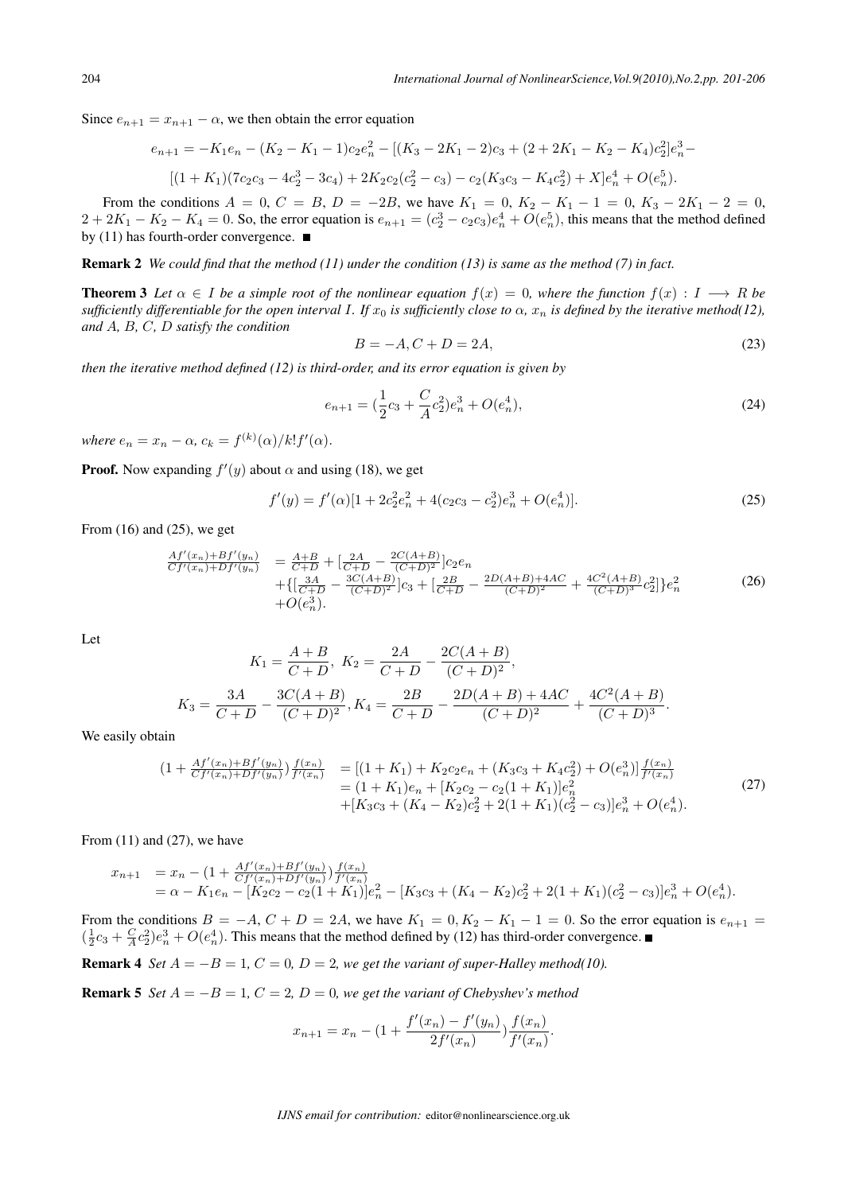Since $e_{n+1} = x_{n+1} - \alpha$, we then obtain the error equation

$$
\begin{aligned}
e_{n+1} = &-K_1 e_n - (K_2 - K_1 - 1)c_2 e_n^2 - [(K_3 - 2K_1 - 2)c_3 + (2 + 2K_1 - K_2 - K_4)c_2^2]e_n^3 - \\
&[(1 + K_1)(7c_2c_3 - 4c_2^3 - 3c_4) + 2K_2c_2(c_2^2 - c_3) - c_2(K_3c_3 - K_4c_2^2) + X]e_n^4 + O(e_n^5).
\end{aligned}
$$

From the conditions $A = 0$, $C = B$, $D = -2B$, we have $K_1 = 0$, $K_2 - K_1 - 1 = 0$, $K_3 - 2K_1 - 2 = 0$, $2 + 2K_1 - K_2 - K_4 = 0$. So, the error equation is $e_{n+1} = (c_2^3 - c_2c_3)e_n^4 + O(e_n^5)$, this means that the method defined by (11) has fourth-order convergence. ■

**Remark 2** *We could find that the method (11) under the condition (13) is same as the method (7) in fact.*

**Theorem 3** *Let $\alpha \in I$ be a simple root of the nonlinear equation $f(x) = 0$, where the function $f(x) : I \longrightarrow R$ be sufficiently differentiable for the open interval $I$. If $x_0$ is sufficiently close to $\alpha$, $x_n$ is defined by the iterative method(12), and $A$, $B$, $C$, $D$ satisfy the condition*

$$
B = -A, C + D = 2A, \tag{23}
$$

*then the iterative method defined (12) is third-order, and its error equation is given by*

$$
e_{n+1} = (\frac{1}{2}c_3 + \frac{C}{A}c_2^2)e_n^3 + O(e_n^4), \tag{24}
$$

*where $e_n = x_n - \alpha$, $c_k = f^{(k)}(\alpha)/k!f'(\alpha)$.*

**Proof.** Now expanding $f'(y)$ about $\alpha$ and using (18), we get

$$
f'(y) = f'(\alpha)[1 + 2c_2^2e_n^2 + 4(c_2c_3 - c_2^3)e_n^3 + O(e_n^4)]. \tag{25}
$$

From (16) and (25), we get

$$
\begin{aligned}
\frac{Af'(x_n) + Bf'(y_n)}{Cf'(x_n) + Df'(y_n)} &= \frac{A+B}{C+D} + [\frac{2A}{C+D} - \frac{2C(A+B)}{(C+D)^2}]c_2e_n \\
&+ \{[\frac{3A}{C+D} - \frac{3C(A+B)}{(C+D)^2}]c_3 + [\frac{2B}{C+D} - \frac{2D(A+B)+4AC}{(C+D)^2} + \frac{4C^2(A+B)}{(C+D)^3}c_2^2]\}e_n^2 \\
&+ O(e_n^3).
\end{aligned} \tag{26}
$$

Let

$$
K_1 = \frac{A+B}{C+D},\ K_2 = \frac{2A}{C+D} - \frac{2C(A+B)}{(C+D)^2},
$$

$$
K_3 = \frac{3A}{C+D} - \frac{3C(A+B)}{(C+D)^2}, K_4 = \frac{2B}{C+D} - \frac{2D(A+B)+4AC}{(C+D)^2} + \frac{4C^2(A+B)}{(C+D)^3}.
$$

We easily obtain

$$
\begin{aligned}
(1 + \frac{Af'(x_n) + Bf'(y_n)}{Cf'(x_n) + Df'(y_n)})\frac{f(x_n)}{f'(x_n)} &= [(1 + K_1) + K_2c_2e_n + (K_3c_3 + K_4c_2^2) + O(e_n^3)]\frac{f(x_n)}{f'(x_n)} \\
&= (1 + K_1)e_n + [K_2c_2 - c_2(1 + K_1)]e_n^2 \\
&+ [K_3c_3 + (K_4 - K_2)c_2^2 + 2(1 + K_1)(c_2^2 - c_3)]e_n^3 + O(e_n^4).
\end{aligned} \tag{27}
$$

From (11) and (27), we have

$$
\begin{aligned}
x_{n+1} &= x_n - (1 + \frac{Af'(x_n) + Bf'(y_n)}{Cf'(x_n) + Df'(y_n)})\frac{f(x_n)}{f'(x_n)} \\
&= \alpha - K_1e_n - [K_2c_2 - c_2(1 + K_1)]e_n^2 - [K_3c_3 + (K_4 - K_2)c_2^2 + 2(1 + K_1)(c_2^2 - c_3)]e_n^3 + O(e_n^4).
\end{aligned}
$$

From the conditions $B = -A$, $C + D = 2A$, we have $K_1 = 0, K_2 - K_1 - 1 = 0$. So the error equation is $e_{n+1} = (\frac{1}{2}c_3 + \frac{C}{A}c_2^2)e_n^3 + O(e_n^4)$. This means that the method defined by (12) has third-order convergence. ■

**Remark 4** *Set $A = -B = 1$, $C = 0$, $D = 2$, we get the variant of super-Halley method(10).*

**Remark 5** *Set $A = -B = 1$, $C = 2$, $D = 0$, we get the variant of Chebyshev's method*

$$
x_{n+1} = x_n - (1 + \frac{f'(x_n) - f'(y_n)}{2f'(x_n)})\frac{f(x_n)}{f'(x_n)}.
$$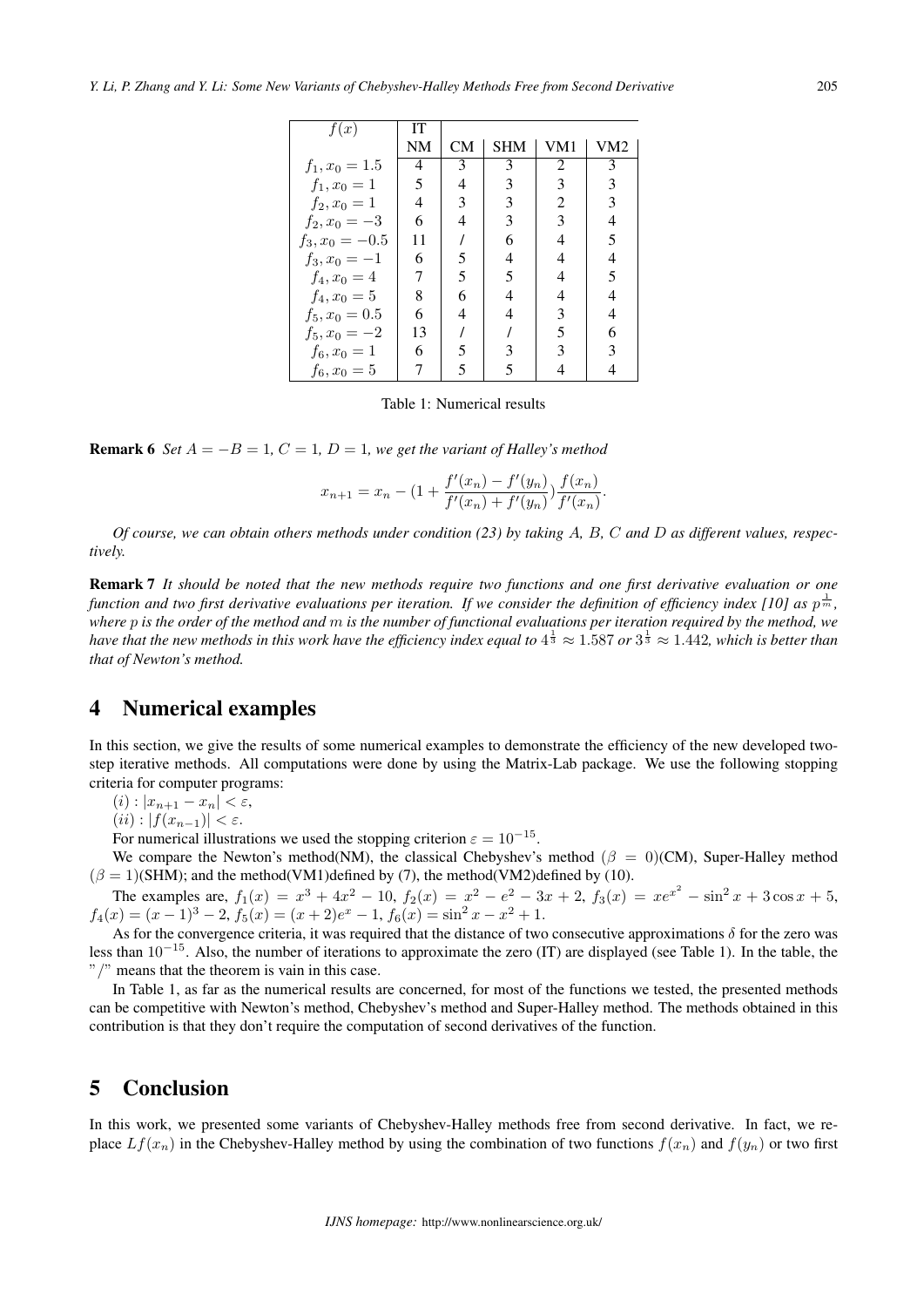| $f(x)$ | IT | | | | |
|---|---|---|---|---|---|
| | NM | CM | SHM | VM1 | VM2 |
| $f_1, x_0 = 1.5$ | 4 | 3 | 3 | 2 | 3 |
| $f_1, x_0 = 1$ | 5 | 4 | 3 | 3 | 3 |
| $f_2, x_0 = 1$ | 4 | 3 | 3 | 2 | 3 |
| $f_2, x_0 = -3$ | 6 | 4 | 3 | 3 | 4 |
| $f_3, x_0 = -0.5$ | 11 | / | 6 | 4 | 5 |
| $f_3, x_0 = -1$ | 6 | 5 | 4 | 4 | 4 |
| $f_4, x_0 = 4$ | 7 | 5 | 5 | 4 | 5 |
| $f_4, x_0 = 5$ | 8 | 6 | 4 | 4 | 4 |
| $f_5, x_0 = 0.5$ | 6 | 4 | 4 | 3 | 4 |
| $f_5, x_0 = -2$ | 13 | / | / | 5 | 6 |
| $f_6, x_0 = 1$ | 6 | 5 | 3 | 3 | 3 |
| $f_6, x_0 = 5$ | 7 | 5 | 5 | 4 | 4 |

Table 1: Numerical results

**Remark 6** *Set $A = -B = 1$, $C = 1$, $D = 1$, we get the variant of Halley's method*

$$x_{n+1} = x_n - \left(1 + \frac{f'(x_n) - f'(y_n)}{f'(x_n) + f'(y_n)}\right)\frac{f(x_n)}{f'(x_n)}.$$

*Of course, we can obtain others methods under condition (23) by taking $A$, $B$, $C$ and $D$ as different values, respectively.*

**Remark 7** *It should be noted that the new methods require two functions and one first derivative evaluation or one function and two first derivative evaluations per iteration. If we consider the definition of efficiency index [10] as $p^{\frac{1}{m}}$, where $p$ is the order of the method and $m$ is the number of functional evaluations per iteration required by the method, we have that the new methods in this work have the efficiency index equal to $4^{\frac{1}{3}} \approx 1.587$ or $3^{\frac{1}{3}} \approx 1.442$, which is better than that of Newton's method.*

## 4 Numerical examples

In this section, we give the results of some numerical examples to demonstrate the efficiency of the new developed two-step iterative methods. All computations were done by using the Matrix-Lab package. We use the following stopping criteria for computer programs:

$(i) : |x_{n+1} - x_n| < \varepsilon$,

$(ii) : |f(x_{n-1})| < \varepsilon$.

For numerical illustrations we used the stopping criterion $\varepsilon = 10^{-15}$.

We compare the Newton's method(NM), the classical Chebyshev's method ($\beta = 0$)(CM), Super-Halley method ($\beta = 1$)(SHM); and the method(VM1)defined by (7), the method(VM2)defined by (10).

The examples are, $f_1(x) = x^3 + 4x^2 - 10$, $f_2(x) = x^2 - e^2 - 3x + 2$, $f_3(x) = xe^{x^2} - \sin^2 x + 3\cos x + 5$, $f_4(x) = (x-1)^3 - 2$, $f_5(x) = (x+2)e^x - 1$, $f_6(x) = \sin^2 x - x^2 + 1$.

As for the convergence criteria, it was required that the distance of two consecutive approximations $\delta$ for the zero was less than $10^{-15}$. Also, the number of iterations to approximate the zero (IT) are displayed (see Table 1). In the table, the "/" means that the theorem is vain in this case.

In Table 1, as far as the numerical results are concerned, for most of the functions we tested, the presented methods can be competitive with Newton's method, Chebyshev's method and Super-Halley method. The methods obtained in this contribution is that they don't require the computation of second derivatives of the function.

## 5 Conclusion

In this work, we presented some variants of Chebyshev-Halley methods free from second derivative. In fact, we replace $Lf(x_n)$ in the Chebyshev-Halley method by using the combination of two functions $f(x_n)$ and $f(y_n)$ or two first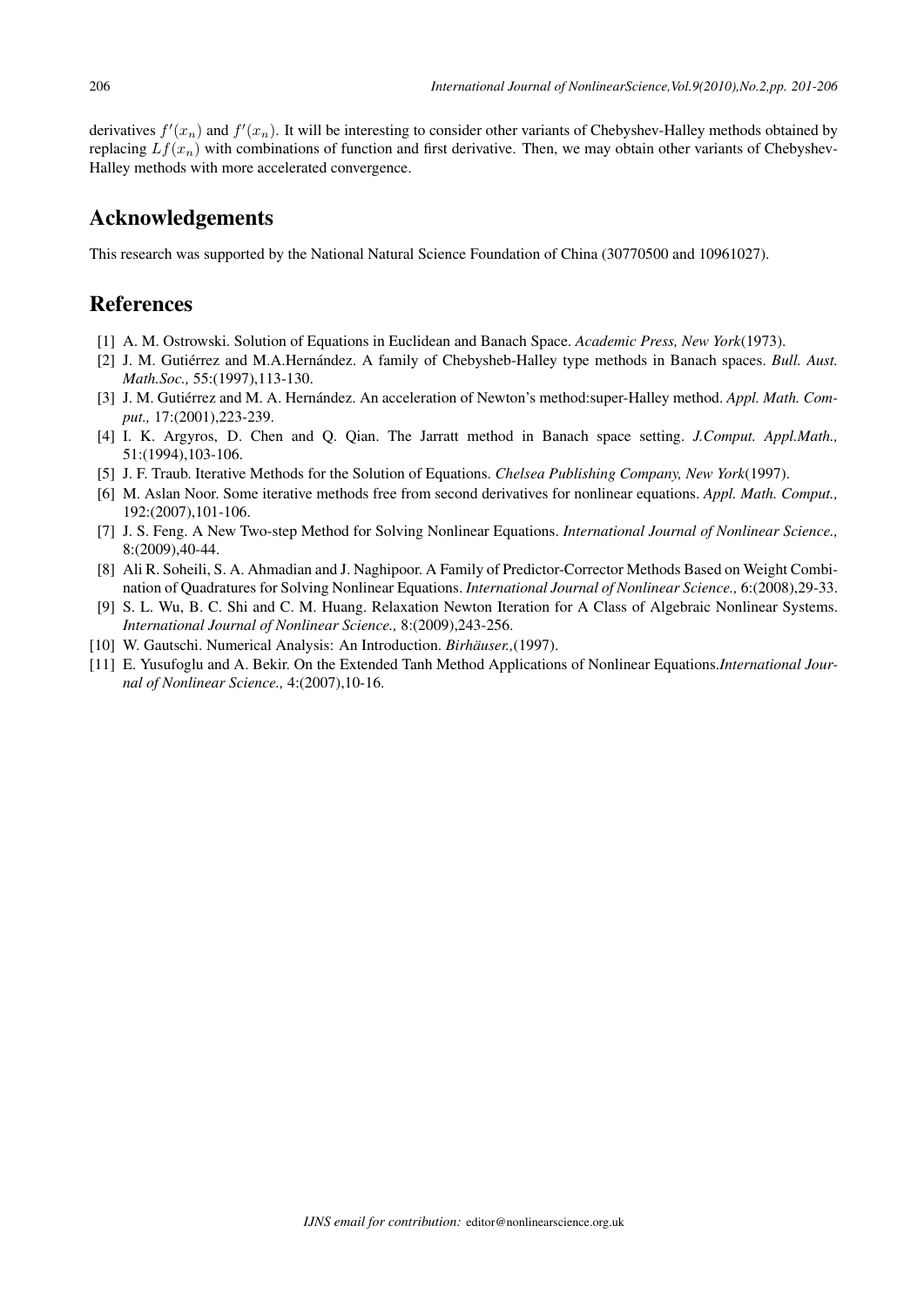derivatives $f'(x_n)$ and $f'(x_n)$. It will be interesting to consider other variants of Chebyshev-Halley methods obtained by replacing $Lf(x_n)$ with combinations of function and first derivative. Then, we may obtain other variants of Chebyshev-Halley methods with more accelerated convergence.

## Acknowledgements

This research was supported by the National Natural Science Foundation of China (30770500 and 10961027).

## References

[1] A. M. Ostrowski. Solution of Equations in Euclidean and Banach Space. *Academic Press, New York*(1973).

[2] J. M. Gutiérrez and M.A.Hernández. A family of Chebysheb-Halley type methods in Banach spaces. *Bull. Aust. Math.Soc.,* 55:(1997),113-130.

[3] J. M. Gutiérrez and M. A. Hernández. An acceleration of Newton's method:super-Halley method. *Appl. Math. Comput.,* 17:(2001),223-239.

[4] I. K. Argyros, D. Chen and Q. Qian. The Jarratt method in Banach space setting. *J.Comput. Appl.Math.,* 51:(1994),103-106.

[5] J. F. Traub. Iterative Methods for the Solution of Equations. *Chelsea Publishing Company, New York*(1997).

[6] M. Aslan Noor. Some iterative methods free from second derivatives for nonlinear equations. *Appl. Math. Comput.,* 192:(2007),101-106.

[7] J. S. Feng. A New Two-step Method for Solving Nonlinear Equations. *International Journal of Nonlinear Science.,* 8:(2009),40-44.

[8] Ali R. Soheili, S. A. Ahmadian and J. Naghipoor. A Family of Predictor-Corrector Methods Based on Weight Combination of Quadratures for Solving Nonlinear Equations. *International Journal of Nonlinear Science.,* 6:(2008),29-33.

[9] S. L. Wu, B. C. Shi and C. M. Huang. Relaxation Newton Iteration for A Class of Algebraic Nonlinear Systems. *International Journal of Nonlinear Science.,* 8:(2009),243-256.

[10] W. Gautschi. Numerical Analysis: An Introduction. *Birhäuser.,*(1997).

[11] E. Yusufoglu and A. Bekir. On the Extended Tanh Method Applications of Nonlinear Equations.*International Journal of Nonlinear Science.,* 4:(2007),10-16.